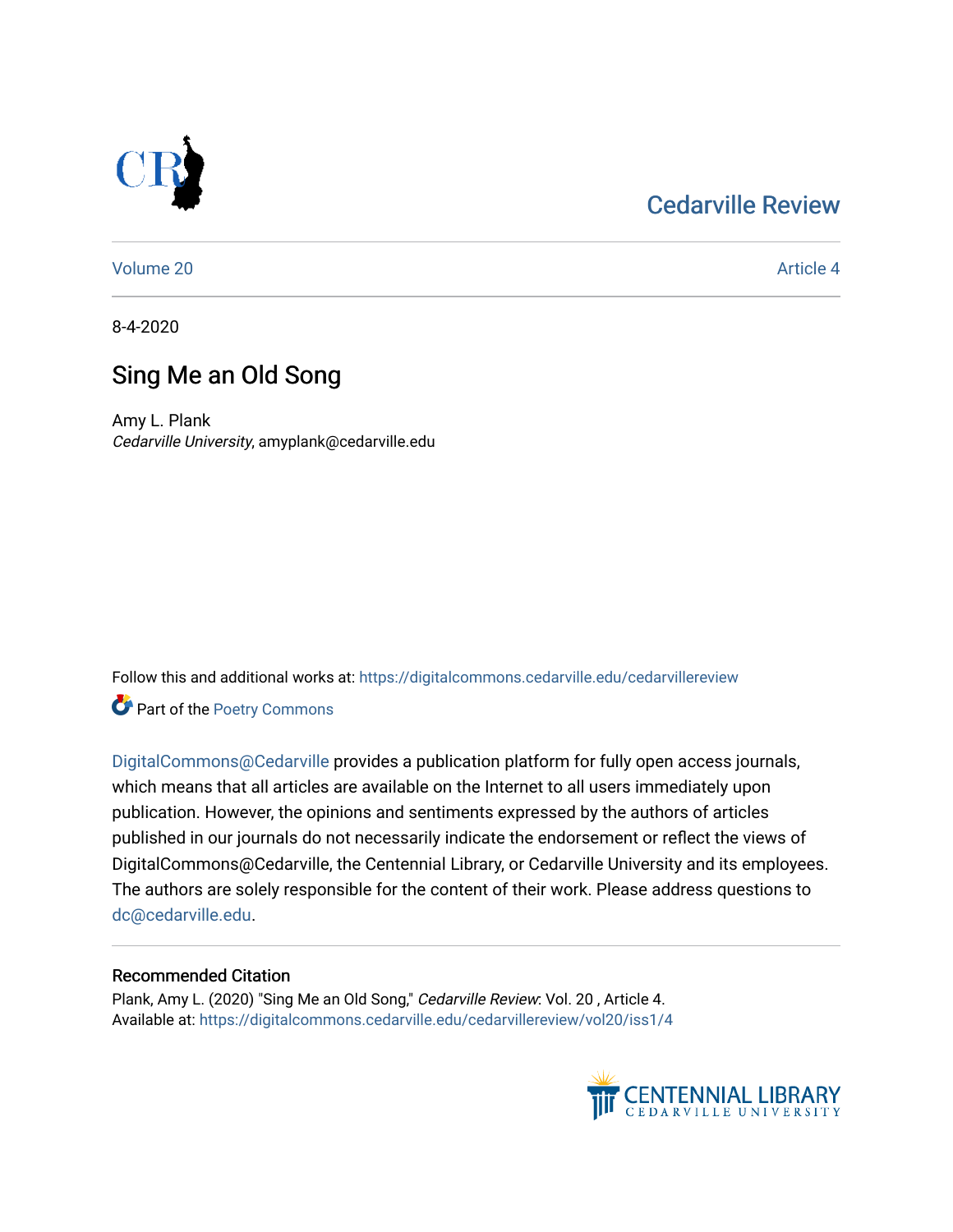Cedarville Review

Volume 20 Article 4

8-4-2020

# Sing Me an Old Song

Amy L. Plank
*Cedarville University*, amyplank@cedarville.edu

Follow this and additional works at: https://digitalcommons.cedarville.edu/cedarvillereview

Part of the Poetry Commons

DigitalCommons@Cedarville provides a publication platform for fully open access journals, which means that all articles are available on the Internet to all users immediately upon publication. However, the opinions and sentiments expressed by the authors of articles published in our journals do not necessarily indicate the endorsement or reflect the views of DigitalCommons@Cedarville, the Centennial Library, or Cedarville University and its employees. The authors are solely responsible for the content of their work. Please address questions to dc@cedarville.edu.

## Recommended Citation

Plank, Amy L. (2020) "Sing Me an Old Song," *Cedarville Review*: Vol. 20 , Article 4.
Available at: https://digitalcommons.cedarville.edu/cedarvillereview/vol20/iss1/4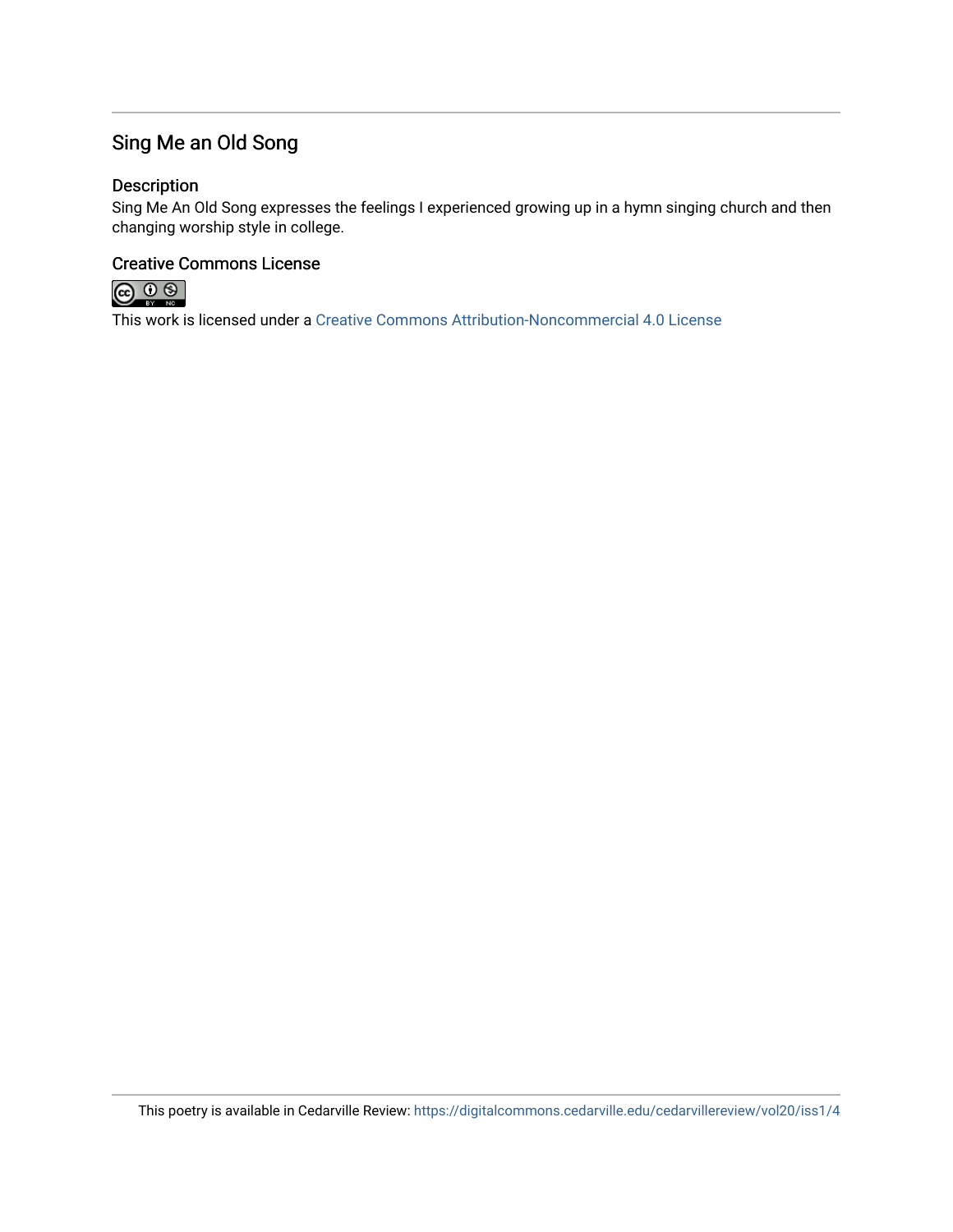## Sing Me an Old Song

### Description

Sing Me An Old Song expresses the feelings I experienced growing up in a hymn singing church and then changing worship style in college.

### Creative Commons License

This work is licensed under a Creative Commons Attribution-Noncommercial 4.0 License

This poetry is available in Cedarville Review: https://digitalcommons.cedarville.edu/cedarvillereview/vol20/iss1/4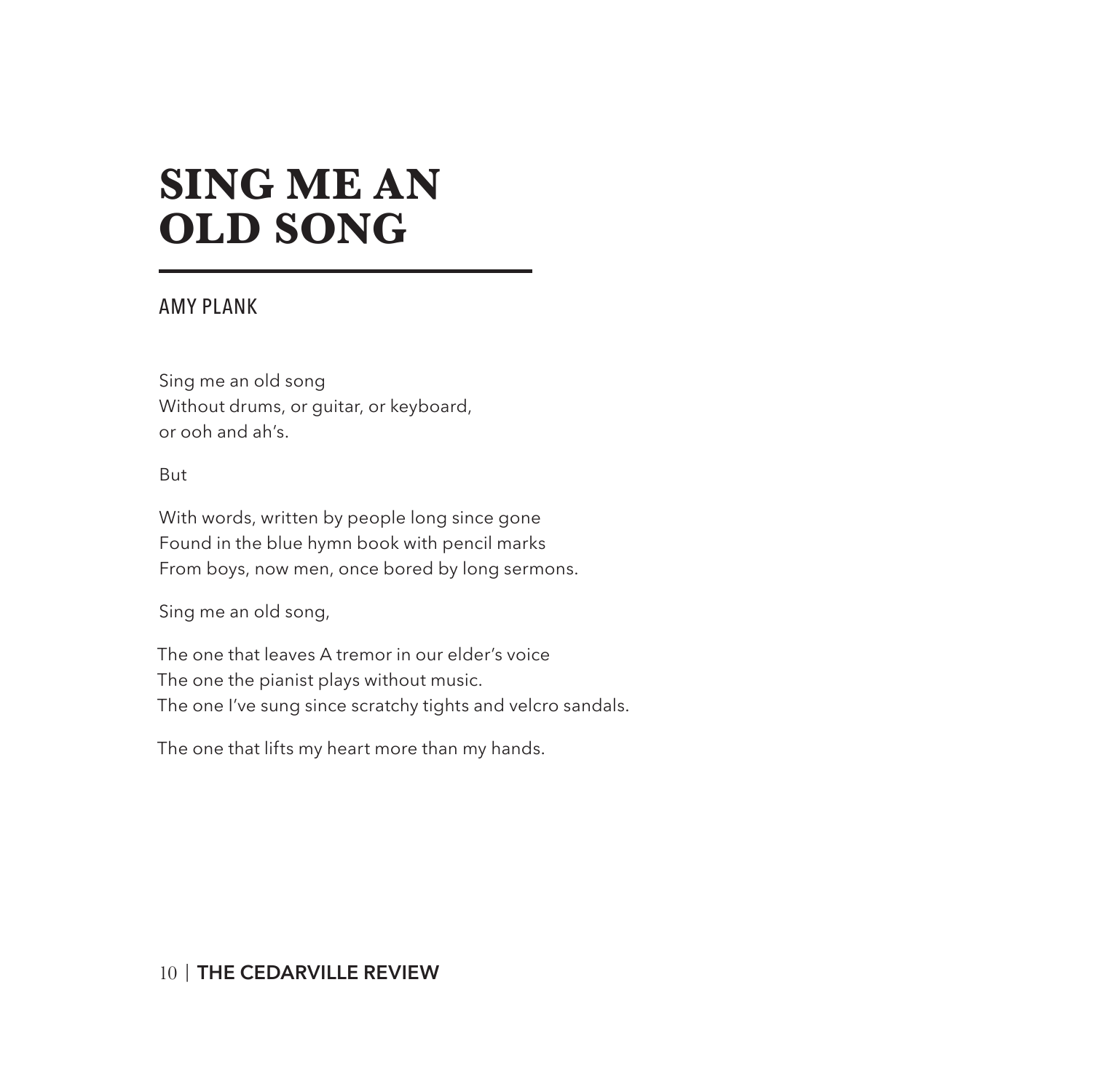# SING ME AN OLD SONG

AMY PLANK

Sing me an old song
Without drums, or guitar, or keyboard,
or ooh and ah's.

But

With words, written by people long since gone
Found in the blue hymn book with pencil marks
From boys, now men, once bored by long sermons.

Sing me an old song,

The one that leaves A tremor in our elder's voice
The one the pianist plays without music.
The one I've sung since scratchy tights and velcro sandals.

The one that lifts my heart more than my hands.